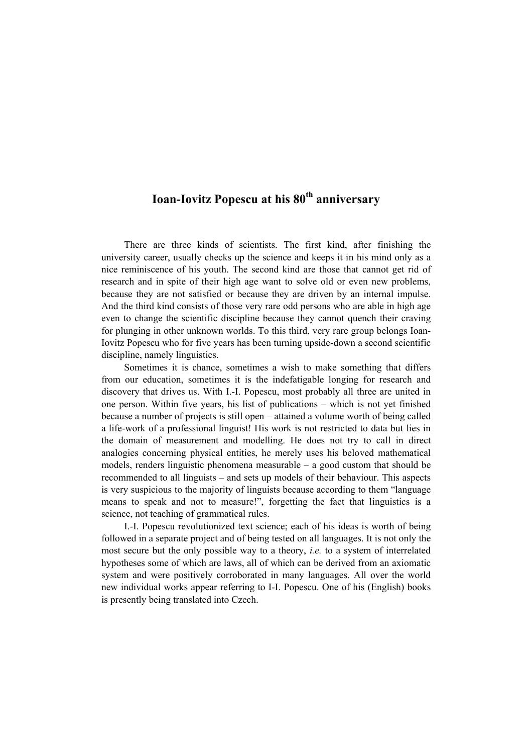# Ioan-Iovitz Popescu at his 80th anniversary

There are three kinds of scientists. The first kind, after finishing the university career, usually checks up the science and keeps it in his mind only as a nice reminiscence of his youth. The second kind are those that cannot get rid of research and in spite of their high age want to solve old or even new problems, because they are not satisfied or because they are driven by an internal impulse. And the third kind consists of those very rare odd persons who are able in high age even to change the scientific discipline because they cannot quench their craving for plunging in other unknown worlds. To this third, very rare group belongs Ioan-Iovitz Popescu who for five years has been turning upside-down a second scientific discipline, namely linguistics.

Sometimes it is chance, sometimes a wish to make something that differs from our education, sometimes it is the indefatigable longing for research and discovery that drives us. With I.-I. Popescu, most probably all three are united in one person. Within five years, his list of publications – which is not yet finished because a number of projects is still open – attained a volume worth of being called a life-work of a professional linguist! His work is not restricted to data but lies in the domain of measurement and modelling. He does not try to call in direct analogies concerning physical entities, he merely uses his beloved mathematical models, renders linguistic phenomena measurable – a good custom that should be recommended to all linguists – and sets up models of their behaviour. This aspects is very suspicious to the majority of linguists because according to them "language means to speak and not to measure!", forgetting the fact that linguistics is a science, not teaching of grammatical rules.

I.-I. Popescu revolutionized text science; each of his ideas is worth of being followed in a separate project and of being tested on all languages. It is not only the most secure but the only possible way to a theory, *i.e.* to a system of interrelated hypotheses some of which are laws, all of which can be derived from an axiomatic system and were positively corroborated in many languages. All over the world new individual works appear referring to I-I. Popescu. One of his (English) books is presently being translated into Czech.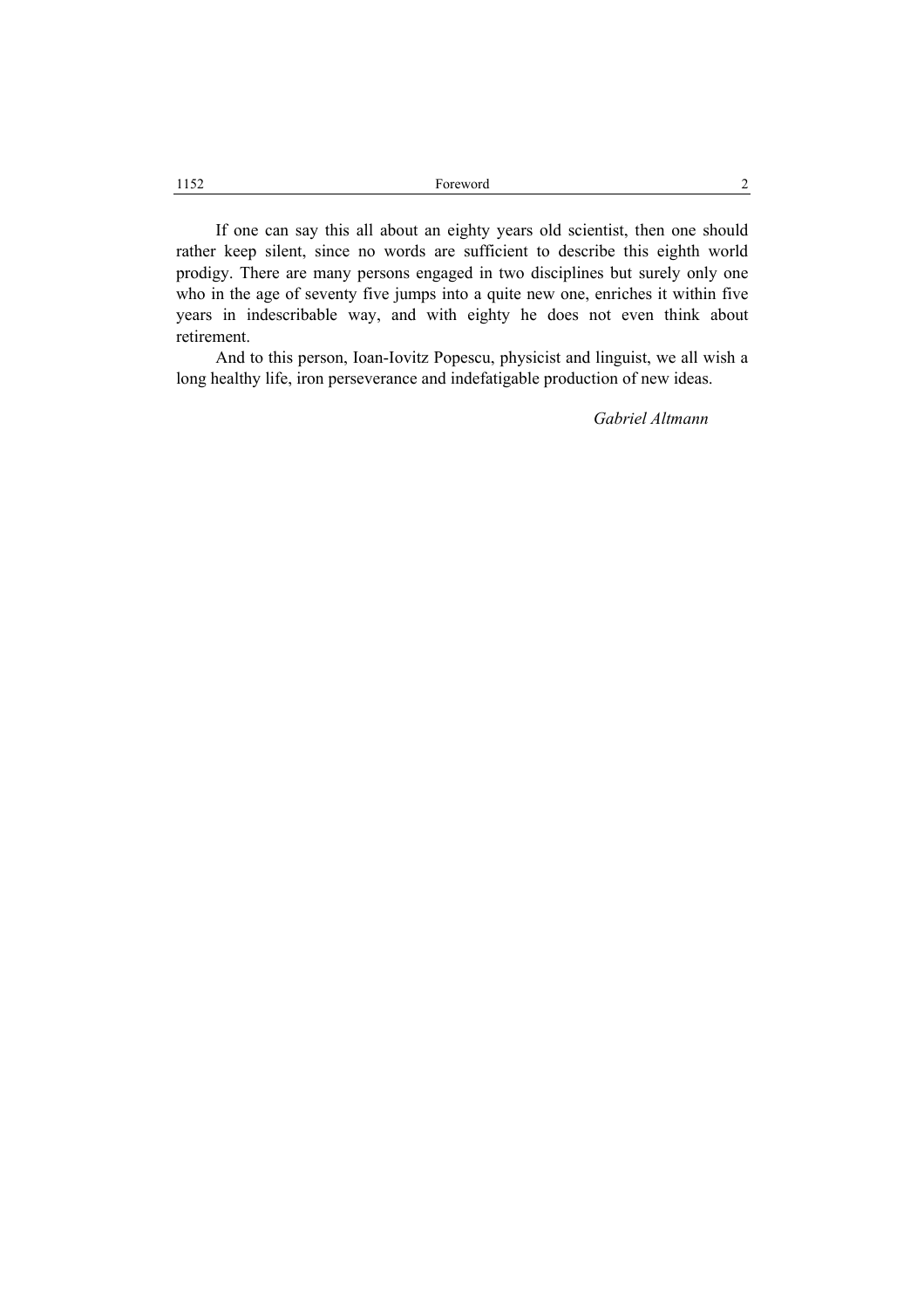If one can say this all about an eighty years old scientist, then one should rather keep silent, since no words are sufficient to describe this eighth world prodigy. There are many persons engaged in two disciplines but surely only one who in the age of seventy five jumps into a quite new one, enriches it within five years in indescribable way, and with eighty he does not even think about retirement.

And to this person, Ioan-Iovitz Popescu, physicist and linguist, we all wish a long healthy life, iron perseverance and indefatigable production of new ideas.

*Gabriel Altmann*